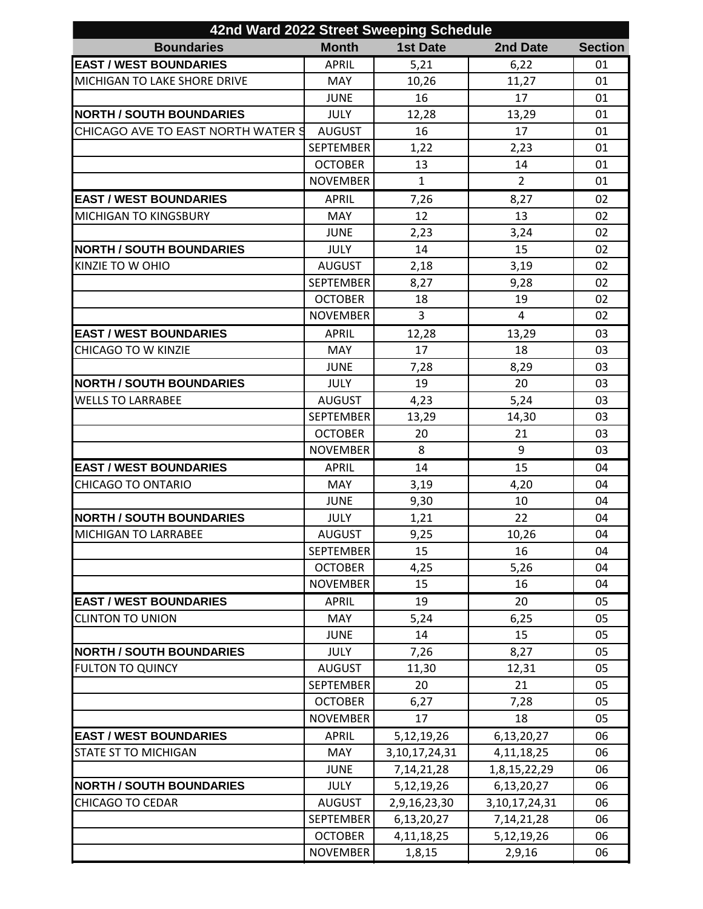| 42nd Ward 2022 Street Sweeping Schedule | | | | |
|---|---|---|---|---|
| **Boundaries** | **Month** | **1st Date** | **2nd Date** | **Section** |
| **EAST / WEST BOUNDARIES** | APRIL | 5,21 | 6,22 | 01 |
| MICHIGAN TO LAKE SHORE DRIVE | MAY | 10,26 | 11,27 | 01 |
| | JUNE | 16 | 17 | 01 |
| **NORTH / SOUTH BOUNDARIES** | JULY | 12,28 | 13,29 | 01 |
| CHICAGO AVE TO EAST NORTH WATER S | AUGUST | 16 | 17 | 01 |
| | SEPTEMBER | 1,22 | 2,23 | 01 |
| | OCTOBER | 13 | 14 | 01 |
| | NOVEMBER | 1 | 2 | 01 |
| **EAST / WEST BOUNDARIES** | APRIL | 7,26 | 8,27 | 02 |
| MICHIGAN TO KINGSBURY | MAY | 12 | 13 | 02 |
| | JUNE | 2,23 | 3,24 | 02 |
| **NORTH / SOUTH BOUNDARIES** | JULY | 14 | 15 | 02 |
| KINZIE TO W OHIO | AUGUST | 2,18 | 3,19 | 02 |
| | SEPTEMBER | 8,27 | 9,28 | 02 |
| | OCTOBER | 18 | 19 | 02 |
| | NOVEMBER | 3 | 4 | 02 |
| **EAST / WEST BOUNDARIES** | APRIL | 12,28 | 13,29 | 03 |
| CHICAGO TO W KINZIE | MAY | 17 | 18 | 03 |
| | JUNE | 7,28 | 8,29 | 03 |
| **NORTH / SOUTH BOUNDARIES** | JULY | 19 | 20 | 03 |
| WELLS TO LARRABEE | AUGUST | 4,23 | 5,24 | 03 |
| | SEPTEMBER | 13,29 | 14,30 | 03 |
| | OCTOBER | 20 | 21 | 03 |
| | NOVEMBER | 8 | 9 | 03 |
| **EAST / WEST BOUNDARIES** | APRIL | 14 | 15 | 04 |
| CHICAGO TO ONTARIO | MAY | 3,19 | 4,20 | 04 |
| | JUNE | 9,30 | 10 | 04 |
| **NORTH / SOUTH BOUNDARIES** | JULY | 1,21 | 22 | 04 |
| MICHIGAN TO LARRABEE | AUGUST | 9,25 | 10,26 | 04 |
| | SEPTEMBER | 15 | 16 | 04 |
| | OCTOBER | 4,25 | 5,26 | 04 |
| | NOVEMBER | 15 | 16 | 04 |
| **EAST / WEST BOUNDARIES** | APRIL | 19 | 20 | 05 |
| CLINTON TO UNION | MAY | 5,24 | 6,25 | 05 |
| | JUNE | 14 | 15 | 05 |
| **NORTH / SOUTH BOUNDARIES** | JULY | 7,26 | 8,27 | 05 |
| FULTON TO QUINCY | AUGUST | 11,30 | 12,31 | 05 |
| | SEPTEMBER | 20 | 21 | 05 |
| | OCTOBER | 6,27 | 7,28 | 05 |
| | NOVEMBER | 17 | 18 | 05 |
| **EAST / WEST BOUNDARIES** | APRIL | 5,12,19,26 | 6,13,20,27 | 06 |
| STATE ST TO MICHIGAN | MAY | 3,10,17,24,31 | 4,11,18,25 | 06 |
| | JUNE | 7,14,21,28 | 1,8,15,22,29 | 06 |
| **NORTH / SOUTH BOUNDARIES** | JULY | 5,12,19,26 | 6,13,20,27 | 06 |
| CHICAGO TO CEDAR | AUGUST | 2,9,16,23,30 | 3,10,17,24,31 | 06 |
| | SEPTEMBER | 6,13,20,27 | 7,14,21,28 | 06 |
| | OCTOBER | 4,11,18,25 | 5,12,19,26 | 06 |
| | NOVEMBER | 1,8,15 | 2,9,16 | 06 |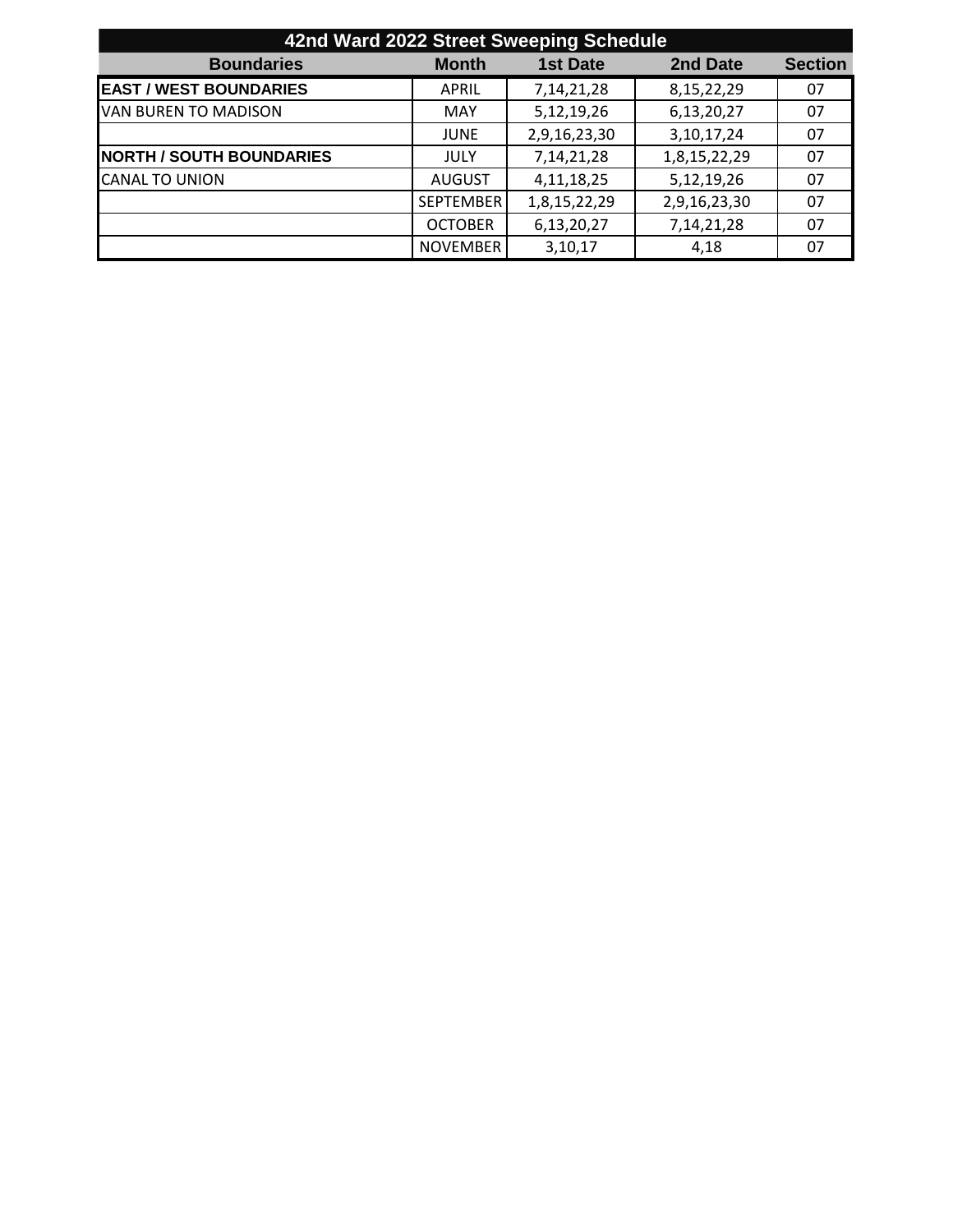| 42nd Ward 2022 Street Sweeping Schedule | | | | |
|---|---|---|---|---|
| **Boundaries** | **Month** | **1st Date** | **2nd Date** | **Section** |
| **EAST / WEST BOUNDARIES** | APRIL | 7,14,21,28 | 8,15,22,29 | 07 |
| VAN BUREN TO MADISON | MAY | 5,12,19,26 | 6,13,20,27 | 07 |
| | JUNE | 2,9,16,23,30 | 3,10,17,24 | 07 |
| **NORTH / SOUTH BOUNDARIES** | JULY | 7,14,21,28 | 1,8,15,22,29 | 07 |
| CANAL TO UNION | AUGUST | 4,11,18,25 | 5,12,19,26 | 07 |
| | SEPTEMBER | 1,8,15,22,29 | 2,9,16,23,30 | 07 |
| | OCTOBER | 6,13,20,27 | 7,14,21,28 | 07 |
| | NOVEMBER | 3,10,17 | 4,18 | 07 |